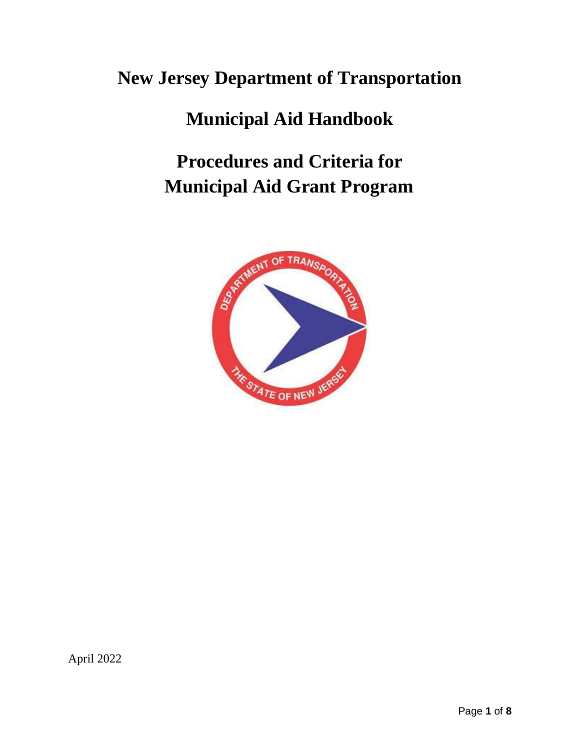# New Jersey Department of Transportation

# Municipal Aid Handbook

# Procedures and Criteria for Municipal Aid Grant Program

April 2022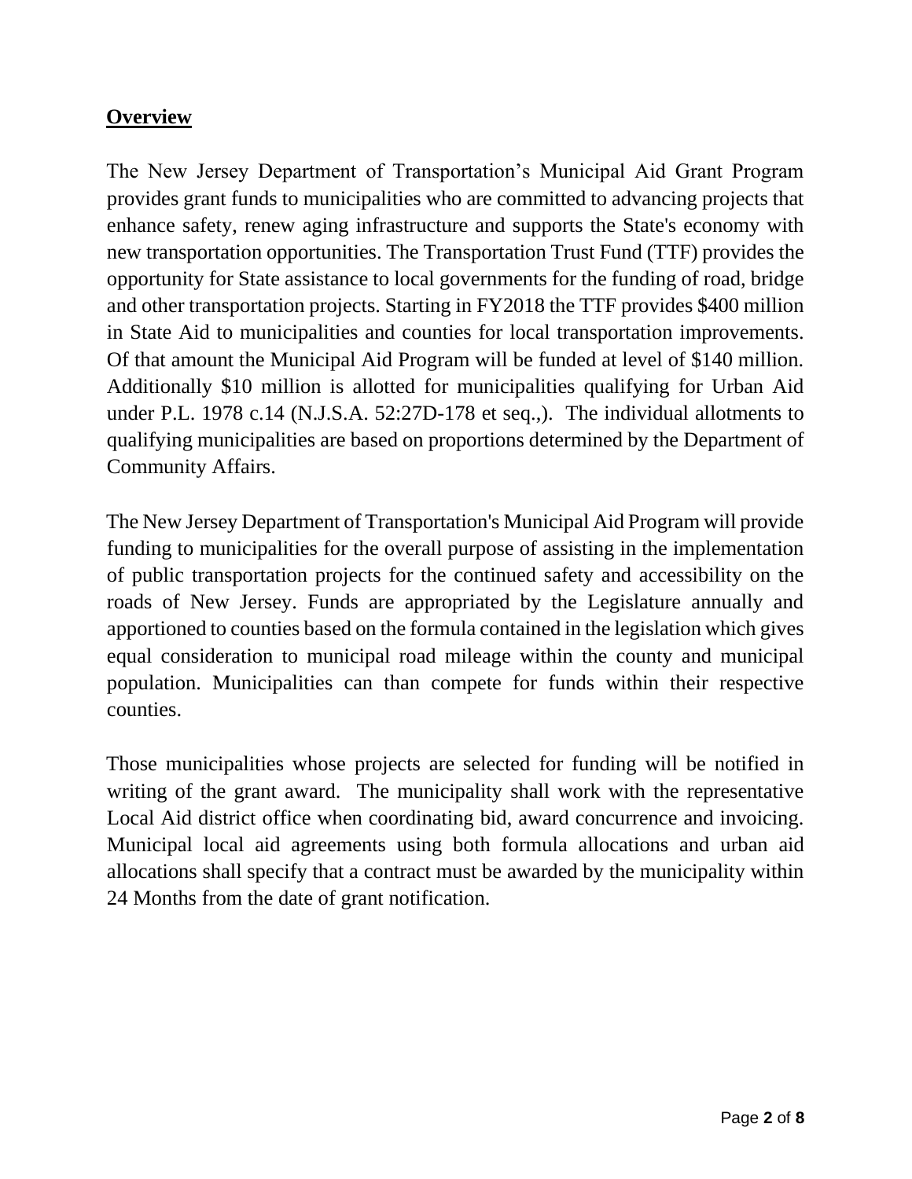## Overview

The New Jersey Department of Transportation's Municipal Aid Grant Program provides grant funds to municipalities who are committed to advancing projects that enhance safety, renew aging infrastructure and supports the State's economy with new transportation opportunities. The Transportation Trust Fund (TTF) provides the opportunity for State assistance to local governments for the funding of road, bridge and other transportation projects. Starting in FY2018 the TTF provides $400 million in State Aid to municipalities and counties for local transportation improvements. Of that amount the Municipal Aid Program will be funded at level of $140 million. Additionally $10 million is allotted for municipalities qualifying for Urban Aid under P.L. 1978 c.14 (N.J.S.A. 52:27D-178 et seq.,). The individual allotments to qualifying municipalities are based on proportions determined by the Department of Community Affairs.

The New Jersey Department of Transportation's Municipal Aid Program will provide funding to municipalities for the overall purpose of assisting in the implementation of public transportation projects for the continued safety and accessibility on the roads of New Jersey. Funds are appropriated by the Legislature annually and apportioned to counties based on the formula contained in the legislation which gives equal consideration to municipal road mileage within the county and municipal population. Municipalities can than compete for funds within their respective counties.

Those municipalities whose projects are selected for funding will be notified in writing of the grant award. The municipality shall work with the representative Local Aid district office when coordinating bid, award concurrence and invoicing. Municipal local aid agreements using both formula allocations and urban aid allocations shall specify that a contract must be awarded by the municipality within 24 Months from the date of grant notification.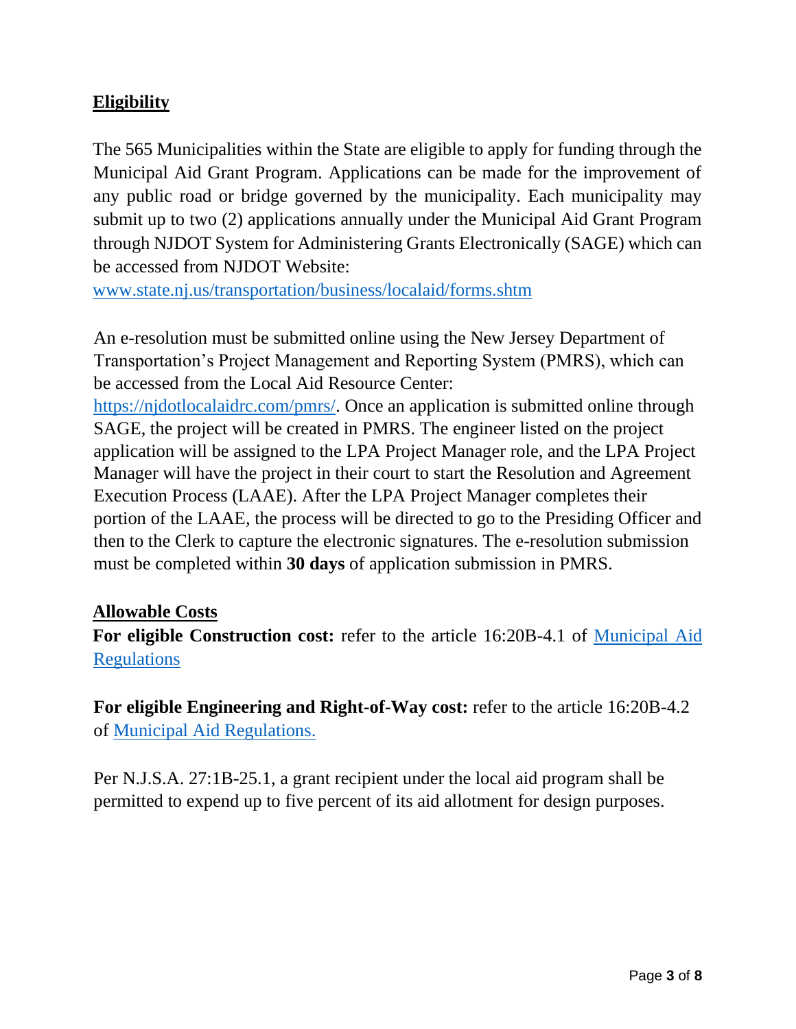## Eligibility

The 565 Municipalities within the State are eligible to apply for funding through the Municipal Aid Grant Program. Applications can be made for the improvement of any public road or bridge governed by the municipality. Each municipality may submit up to two (2) applications annually under the Municipal Aid Grant Program through NJDOT System for Administering Grants Electronically (SAGE) which can be accessed from NJDOT Website: [www.state.nj.us/transportation/business/localaid/forms.shtm](www.state.nj.us/transportation/business/localaid/forms.shtm)

An e-resolution must be submitted online using the New Jersey Department of Transportation's Project Management and Reporting System (PMRS), which can be accessed from the Local Aid Resource Center: [https://njdotlocalaidrc.com/pmrs/](https://njdotlocalaidrc.com/pmrs/). Once an application is submitted online through SAGE, the project will be created in PMRS. The engineer listed on the project application will be assigned to the LPA Project Manager role, and the LPA Project Manager will have the project in their court to start the Resolution and Agreement Execution Process (LAAE). After the LPA Project Manager completes their portion of the LAAE, the process will be directed to go to the Presiding Officer and then to the Clerk to capture the electronic signatures. The e-resolution submission must be completed within **30 days** of application submission in PMRS.

## Allowable Costs

**For eligible Construction cost:** refer to the article 16:20B-4.1 of Municipal Aid Regulations

**For eligible Engineering and Right-of-Way cost:** refer to the article 16:20B-4.2 of Municipal Aid Regulations.

Per N.J.S.A. 27:1B-25.1, a grant recipient under the local aid program shall be permitted to expend up to five percent of its aid allotment for design purposes.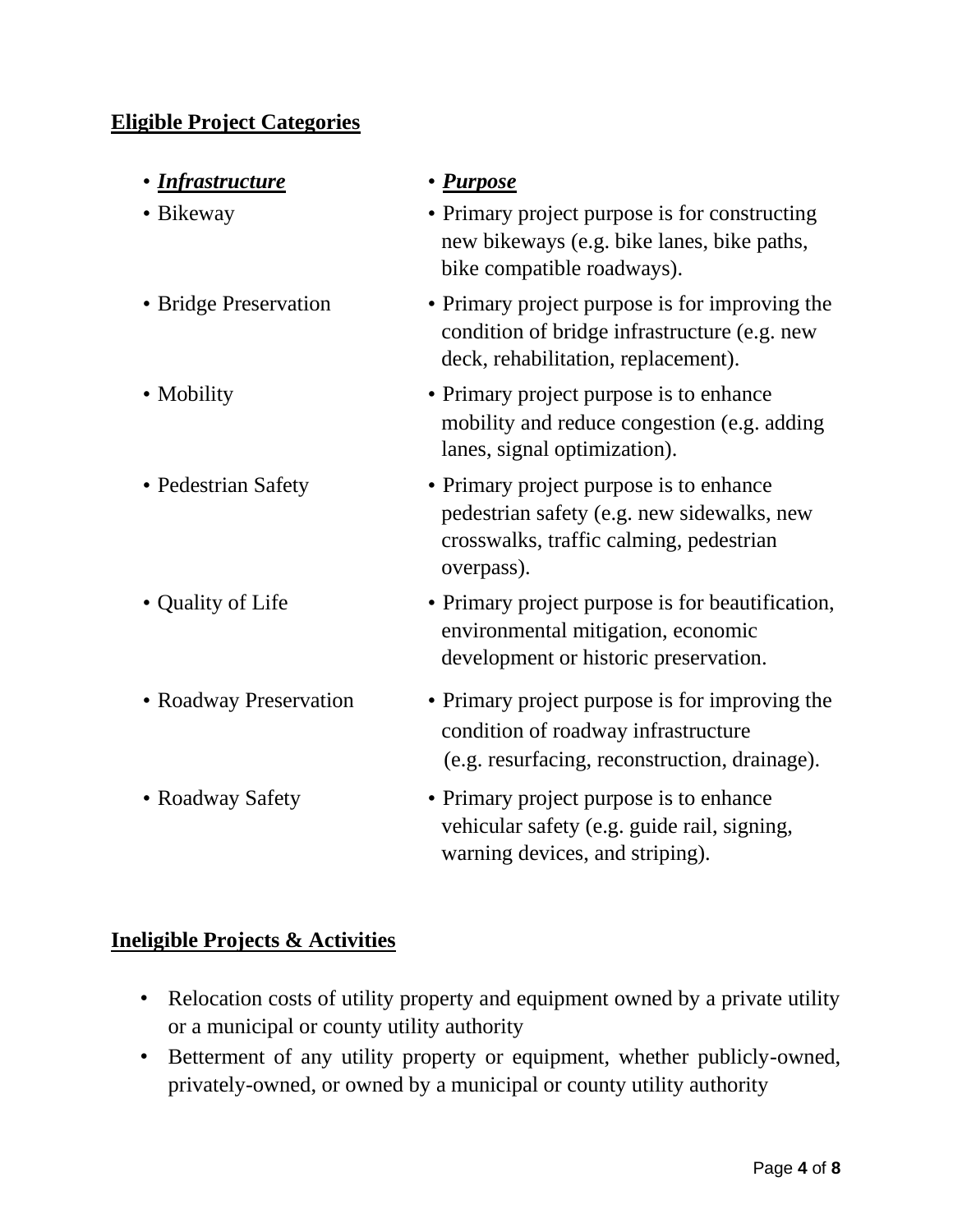## Eligible Project Categories

| • ***Infrastructure*** | • ***Purpose*** |
|---|---|
| • Bikeway | • Primary project purpose is for constructing new bikeways (e.g. bike lanes, bike paths, bike compatible roadways). |
| • Bridge Preservation | • Primary project purpose is for improving the condition of bridge infrastructure (e.g. new deck, rehabilitation, replacement). |
| • Mobility | • Primary project purpose is to enhance mobility and reduce congestion (e.g. adding lanes, signal optimization). |
| • Pedestrian Safety | • Primary project purpose is to enhance pedestrian safety (e.g. new sidewalks, new crosswalks, traffic calming, pedestrian overpass). |
| • Quality of Life | • Primary project purpose is for beautification, environmental mitigation, economic development or historic preservation. |
| • Roadway Preservation | • Primary project purpose is for improving the condition of roadway infrastructure (e.g. resurfacing, reconstruction, drainage). |
| • Roadway Safety | • Primary project purpose is to enhance vehicular safety (e.g. guide rail, signing, warning devices, and striping). |

## Ineligible Projects & Activities

- Relocation costs of utility property and equipment owned by a private utility or a municipal or county utility authority
- Betterment of any utility property or equipment, whether publicly-owned, privately-owned, or owned by a municipal or county utility authority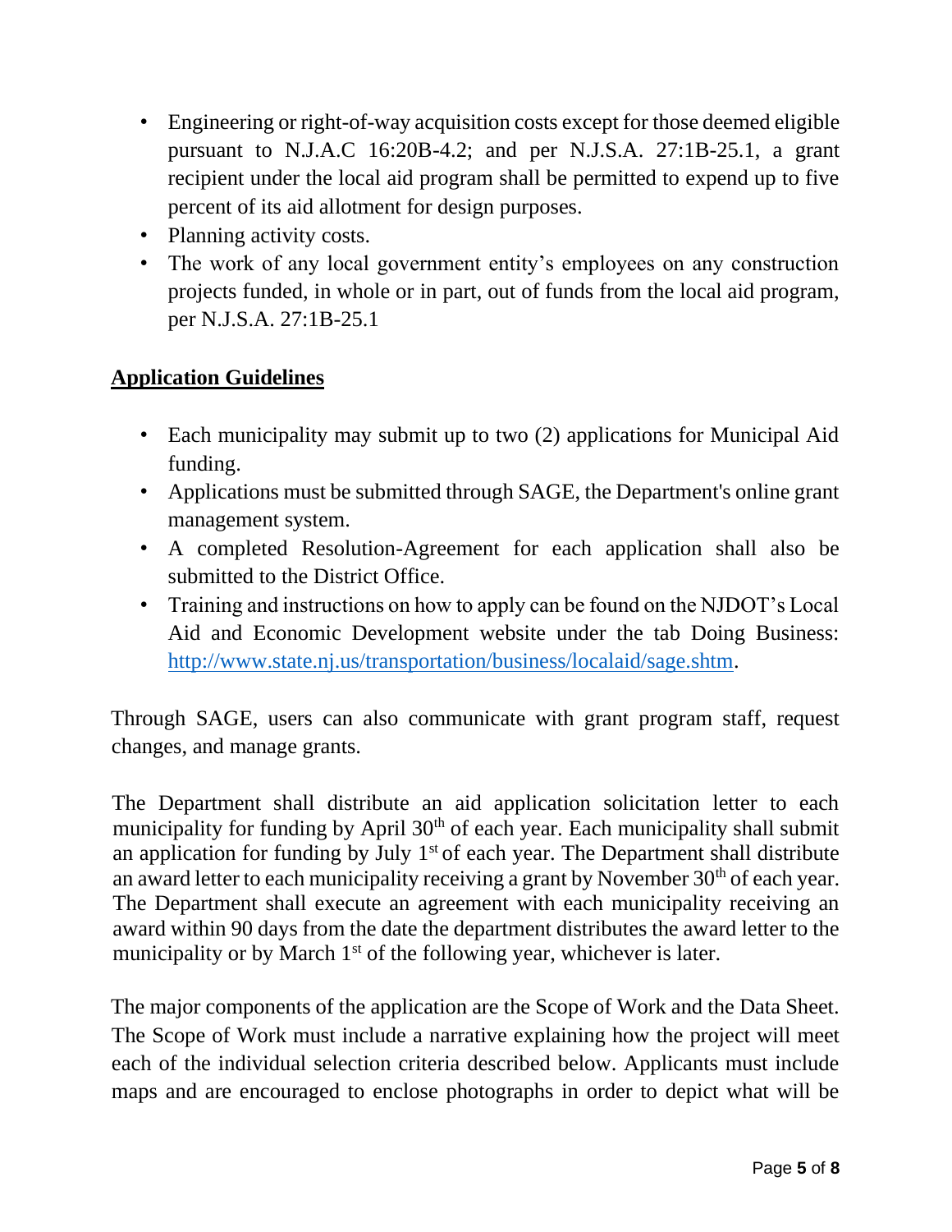- Engineering or right-of-way acquisition costs except for those deemed eligible pursuant to N.J.A.C 16:20B-4.2; and per N.J.S.A. 27:1B-25.1, a grant recipient under the local aid program shall be permitted to expend up to five percent of its aid allotment for design purposes.
- Planning activity costs.
- The work of any local government entity's employees on any construction projects funded, in whole or in part, out of funds from the local aid program, per N.J.S.A. 27:1B-25.1

## Application Guidelines

- Each municipality may submit up to two (2) applications for Municipal Aid funding.
- Applications must be submitted through SAGE, the Department's online grant management system.
- A completed Resolution-Agreement for each application shall also be submitted to the District Office.
- Training and instructions on how to apply can be found on the NJDOT's Local Aid and Economic Development website under the tab Doing Business: [http://www.state.nj.us/transportation/business/localaid/sage.shtm](http://www.state.nj.us/transportation/business/localaid/sage.shtm).

Through SAGE, users can also communicate with grant program staff, request changes, and manage grants.

The Department shall distribute an aid application solicitation letter to each municipality for funding by April 30th of each year. Each municipality shall submit an application for funding by July 1st of each year. The Department shall distribute an award letter to each municipality receiving a grant by November 30th of each year. The Department shall execute an agreement with each municipality receiving an award within 90 days from the date the department distributes the award letter to the municipality or by March 1st of the following year, whichever is later.

The major components of the application are the Scope of Work and the Data Sheet. The Scope of Work must include a narrative explaining how the project will meet each of the individual selection criteria described below. Applicants must include maps and are encouraged to enclose photographs in order to depict what will be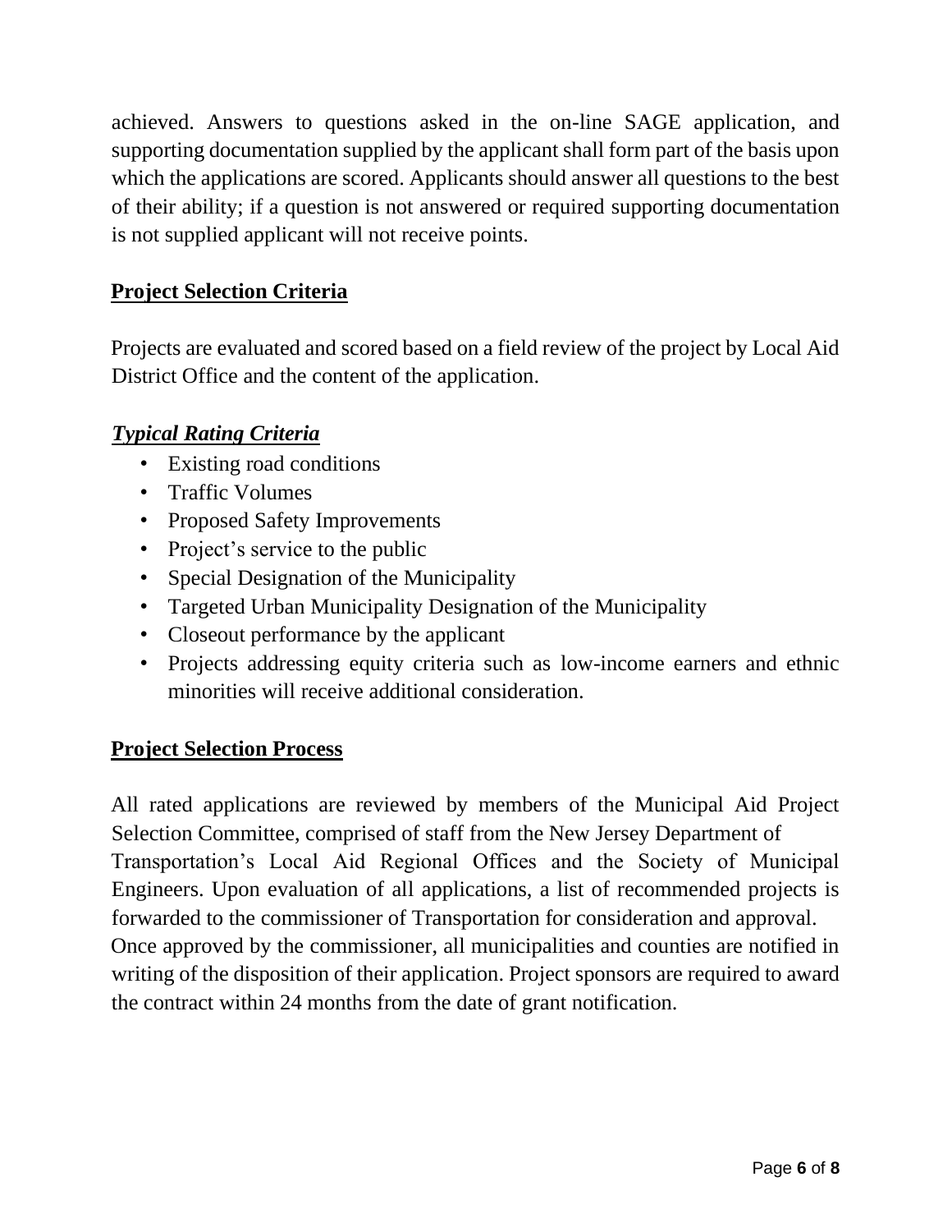achieved. Answers to questions asked in the on-line SAGE application, and supporting documentation supplied by the applicant shall form part of the basis upon which the applications are scored. Applicants should answer all questions to the best of their ability; if a question is not answered or required supporting documentation is not supplied applicant will not receive points.

## Project Selection Criteria

Projects are evaluated and scored based on a field review of the project by Local Aid District Office and the content of the application.

### *Typical Rating Criteria*

- Existing road conditions
- Traffic Volumes
- Proposed Safety Improvements
- Project's service to the public
- Special Designation of the Municipality
- Targeted Urban Municipality Designation of the Municipality
- Closeout performance by the applicant
- Projects addressing equity criteria such as low-income earners and ethnic minorities will receive additional consideration.

## Project Selection Process

All rated applications are reviewed by members of the Municipal Aid Project Selection Committee, comprised of staff from the New Jersey Department of Transportation's Local Aid Regional Offices and the Society of Municipal Engineers. Upon evaluation of all applications, a list of recommended projects is forwarded to the commissioner of Transportation for consideration and approval. Once approved by the commissioner, all municipalities and counties are notified in writing of the disposition of their application. Project sponsors are required to award the contract within 24 months from the date of grant notification.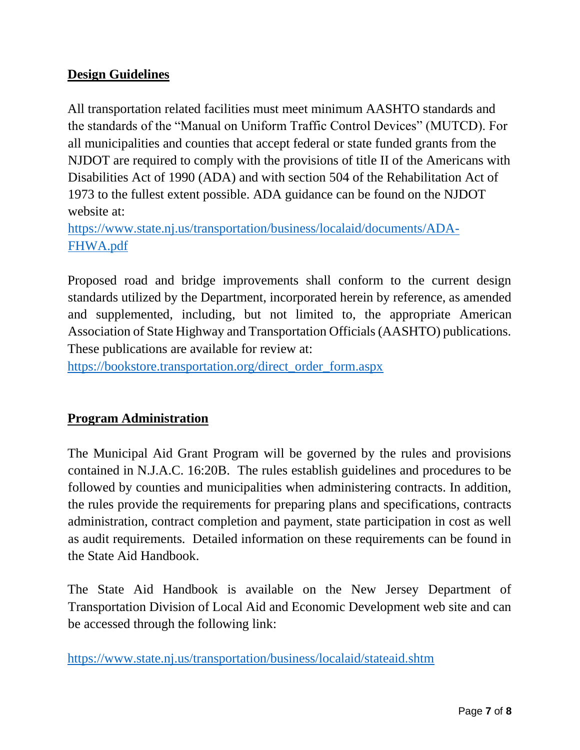## Design Guidelines

All transportation related facilities must meet minimum AASHTO standards and the standards of the "Manual on Uniform Traffic Control Devices" (MUTCD). For all municipalities and counties that accept federal or state funded grants from the NJDOT are required to comply with the provisions of title II of the Americans with Disabilities Act of 1990 (ADA) and with section 504 of the Rehabilitation Act of 1973 to the fullest extent possible. ADA guidance can be found on the NJDOT website at:
https://www.state.nj.us/transportation/business/localaid/documents/ADA-FHWA.pdf

Proposed road and bridge improvements shall conform to the current design standards utilized by the Department, incorporated herein by reference, as amended and supplemented, including, but not limited to, the appropriate American Association of State Highway and Transportation Officials (AASHTO) publications. These publications are available for review at:
https://bookstore.transportation.org/direct_order_form.aspx

## Program Administration

The Municipal Aid Grant Program will be governed by the rules and provisions contained in N.J.A.C. 16:20B. The rules establish guidelines and procedures to be followed by counties and municipalities when administering contracts. In addition, the rules provide the requirements for preparing plans and specifications, contracts administration, contract completion and payment, state participation in cost as well as audit requirements. Detailed information on these requirements can be found in the State Aid Handbook.

The State Aid Handbook is available on the New Jersey Department of Transportation Division of Local Aid and Economic Development web site and can be accessed through the following link:

https://www.state.nj.us/transportation/business/localaid/stateaid.shtm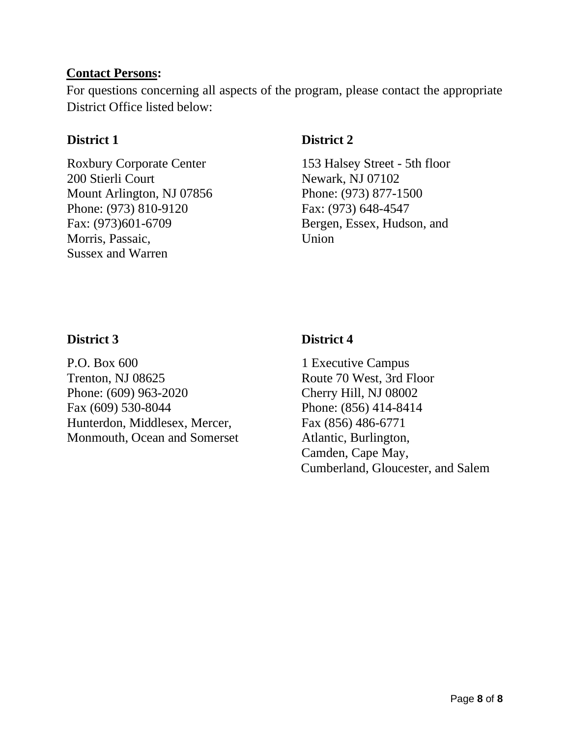**<u>Contact Persons</u>:**

For questions concerning all aspects of the program, please contact the appropriate District Office listed below:

**District 1**

Roxbury Corporate Center
200 Stierli Court
Mount Arlington, NJ 07856
Phone: (973) 810-9120
Fax: (973)601-6709
Morris, Passaic,
Sussex and Warren

**District 2**

153 Halsey Street - 5th floor
Newark, NJ 07102
Phone: (973) 877-1500
Fax: (973) 648-4547
Bergen, Essex, Hudson, and
Union

**District 3**

P.O. Box 600
Trenton, NJ 08625
Phone: (609) 963-2020
Fax (609) 530-8044
Hunterdon, Middlesex, Mercer,
Monmouth, Ocean and Somerset

**District 4**

1 Executive Campus
Route 70 West, 3rd Floor
Cherry Hill, NJ 08002
Phone: (856) 414-8414
Fax (856) 486-6771
Atlantic, Burlington,
Camden, Cape May,
Cumberland, Gloucester, and Salem